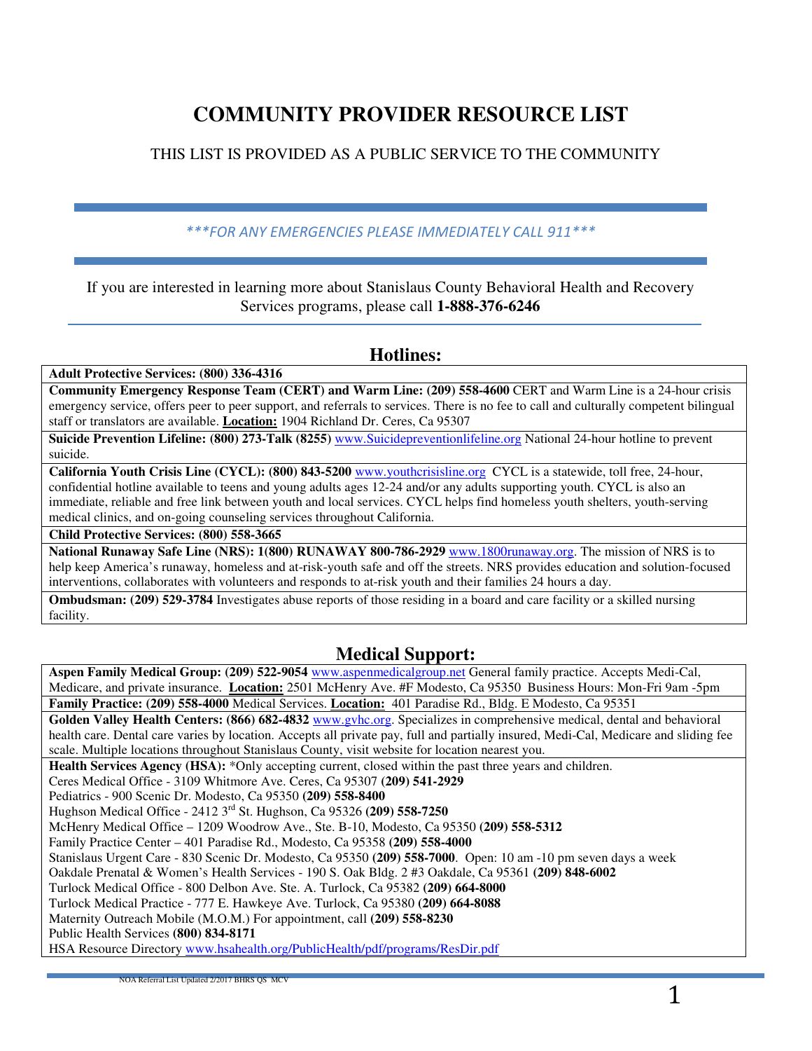# COMMUNITY PROVIDER RESOURCE LIST

THIS LIST IS PROVIDED AS A PUBLIC SERVICE TO THE COMMUNITY

*\*\*\*FOR ANY EMERGENCIES PLEASE IMMEDIATELY CALL 911\*\*\**

If you are interested in learning more about Stanislaus County Behavioral Health and Recovery Services programs, please call **1-888-376-6246**

## Hotlines:

**Adult Protective Services: (800) 336-4316**

**Community Emergency Response Team (CERT) and Warm Line: (209) 558-4600** CERT and Warm Line is a 24-hour crisis emergency service, offers peer to peer support, and referrals to services. There is no fee to call and culturally competent bilingual staff or translators are available. **Location:** 1904 Richland Dr. Ceres, Ca 95307

**Suicide Prevention Lifeline: (800) 273-Talk (8255)** www.Suicidepreventionlifeline.org National 24-hour hotline to prevent suicide.

**California Youth Crisis Line (CYCL): (800) 843-5200** www.youthcrisisline.org CYCL is a statewide, toll free, 24-hour, confidential hotline available to teens and young adults ages 12-24 and/or any adults supporting youth. CYCL is also an immediate, reliable and free link between youth and local services. CYCL helps find homeless youth shelters, youth-serving medical clinics, and on-going counseling services throughout California.

**Child Protective Services: (800) 558-3665**

**National Runaway Safe Line (NRS): 1(800) RUNAWAY 800-786-2929** www.1800runaway.org. The mission of NRS is to help keep America's runaway, homeless and at-risk-youth safe and off the streets. NRS provides education and solution-focused interventions, collaborates with volunteers and responds to at-risk youth and their families 24 hours a day.

**Ombudsman: (209) 529-3784** Investigates abuse reports of those residing in a board and care facility or a skilled nursing facility.

## Medical Support:

**Aspen Family Medical Group: (209) 522-9054** www.aspenmedicalgroup.net General family practice. Accepts Medi-Cal, Medicare, and private insurance. **Location:** 2501 McHenry Ave. #F Modesto, Ca 95350 Business Hours: Mon-Fri 9am -5pm

**Family Practice: (209) 558-4000** Medical Services. **Location:** 401 Paradise Rd., Bldg. E Modesto, Ca 95351

**Golden Valley Health Centers: (866) 682-4832** www.gvhc.org. Specializes in comprehensive medical, dental and behavioral health care. Dental care varies by location. Accepts all private pay, full and partially insured, Medi-Cal, Medicare and sliding fee scale. Multiple locations throughout Stanislaus County, visit website for location nearest you.

**Health Services Agency (HSA):** *Only accepting current, closed within the past three years and children.

Ceres Medical Office - 3109 Whitmore Ave. Ceres, Ca 95307 **(209) 541-2929**

Pediatrics - 900 Scenic Dr. Modesto, Ca 95350 **(209) 558-8400**

Hughson Medical Office - 2412 3rd St. Hughson, Ca 95326 **(209) 558-7250**

McHenry Medical Office – 1209 Woodrow Ave., Ste. B-10, Modesto, Ca 95350 **(209) 558-5312**

Family Practice Center – 401 Paradise Rd., Modesto, Ca 95358 **(209) 558-4000**

Stanislaus Urgent Care - 830 Scenic Dr. Modesto, Ca 95350 **(209) 558-7000**. Open: 10 am -10 pm seven days a week

Oakdale Prenatal & Women's Health Services - 190 S. Oak Bldg. 2 #3 Oakdale, Ca 95361 **(209) 848-6002**

Turlock Medical Office - 800 Delbon Ave. Ste. A. Turlock, Ca 95382 **(209) 664-8000**

Turlock Medical Practice - 777 E. Hawkeye Ave. Turlock, Ca 95380 **(209) 664-8088**

Maternity Outreach Mobile (M.O.M.) For appointment, call **(209) 558-8230**

Public Health Services **(800) 834-8171**

HSA Resource Directory www.hsahealth.org/PublicHealth/pdf/programs/ResDir.pdf

NOA Referral List Updated 2/2017 BHRS QS MCV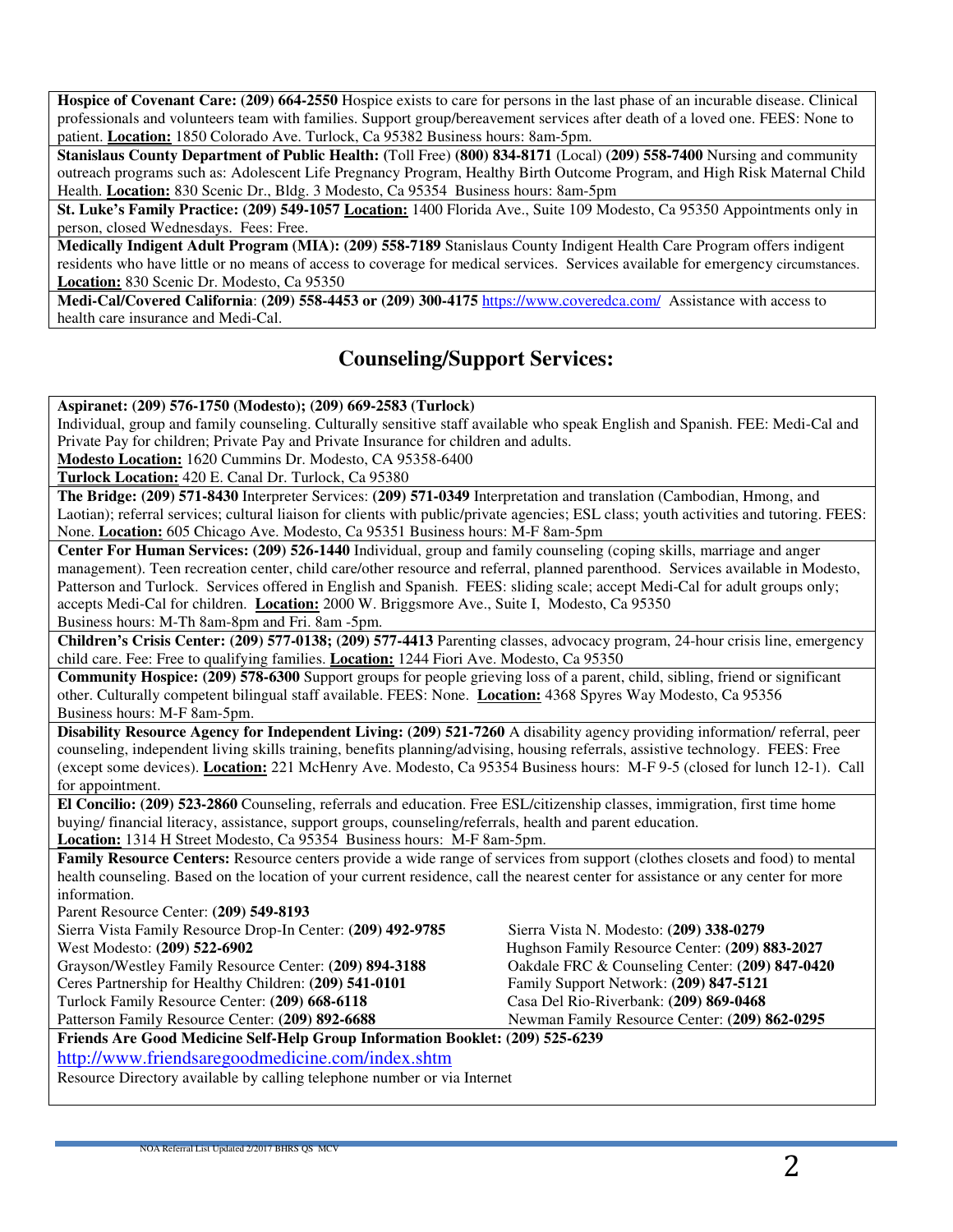**Hospice of Covenant Care: (209) 664-2550** Hospice exists to care for persons in the last phase of an incurable disease. Clinical professionals and volunteers team with families. Support group/bereavement services after death of a loved one. FEES: None to patient. **Location:** 1850 Colorado Ave. Turlock, Ca 95382 Business hours: 8am-5pm.

**Stanislaus County Department of Public Health:** (Toll Free) **(800) 834-8171** (Local) **(209) 558-7400** Nursing and community outreach programs such as: Adolescent Life Pregnancy Program, Healthy Birth Outcome Program, and High Risk Maternal Child Health. **Location:** 830 Scenic Dr., Bldg. 3 Modesto, Ca 95354 Business hours: 8am-5pm

**St. Luke's Family Practice: (209) 549-1057 Location:** 1400 Florida Ave., Suite 109 Modesto, Ca 95350 Appointments only in person, closed Wednesdays. Fees: Free.

**Medically Indigent Adult Program (MIA): (209) 558-7189** Stanislaus County Indigent Health Care Program offers indigent residents who have little or no means of access to coverage for medical services. Services available for emergency circumstances. **Location:** 830 Scenic Dr. Modesto, Ca 95350

**Medi-Cal/Covered California**: **(209) 558-4453 or (209) 300-4175** https://www.coveredca.com/ Assistance with access to health care insurance and Medi-Cal.

## Counseling/Support Services:

**Aspiranet: (209) 576-1750 (Modesto); (209) 669-2583 (Turlock)**
Individual, group and family counseling. Culturally sensitive staff available who speak English and Spanish. FEE: Medi-Cal and Private Pay for children; Private Pay and Private Insurance for children and adults.
**Modesto Location:** 1620 Cummins Dr. Modesto, CA 95358-6400
**Turlock Location:** 420 E. Canal Dr. Turlock, Ca 95380

**The Bridge: (209) 571-8430** Interpreter Services: **(209) 571-0349** Interpretation and translation (Cambodian, Hmong, and Laotian); referral services; cultural liaison for clients with public/private agencies; ESL class; youth activities and tutoring. FEES: None. **Location:** 605 Chicago Ave. Modesto, Ca 95351 Business hours: M-F 8am-5pm

**Center For Human Services: (209) 526-1440** Individual, group and family counseling (coping skills, marriage and anger management). Teen recreation center, child care/other resource and referral, planned parenthood. Services available in Modesto, Patterson and Turlock. Services offered in English and Spanish. FEES: sliding scale; accept Medi-Cal for adult groups only; accepts Medi-Cal for children. **Location:** 2000 W. Briggsmore Ave., Suite I, Modesto, Ca 95350
Business hours: M-Th 8am-8pm and Fri. 8am -5pm.

**Children's Crisis Center: (209) 577-0138; (209) 577-4413** Parenting classes, advocacy program, 24-hour crisis line, emergency child care. Fee: Free to qualifying families. **Location:** 1244 Fiori Ave. Modesto, Ca 95350

**Community Hospice: (209) 578-6300** Support groups for people grieving loss of a parent, child, sibling, friend or significant other. Culturally competent bilingual staff available. FEES: None. **Location:** 4368 Spyres Way Modesto, Ca 95356
Business hours: M-F 8am-5pm.

**Disability Resource Agency for Independent Living: (209) 521-7260** A disability agency providing information/ referral, peer counseling, independent living skills training, benefits planning/advising, housing referrals, assistive technology. FEES: Free (except some devices). **Location:** 221 McHenry Ave. Modesto, Ca 95354 Business hours: M-F 9-5 (closed for lunch 12-1). Call for appointment.

**El Concilio: (209) 523-2860** Counseling, referrals and education. Free ESL/citizenship classes, immigration, first time home buying/ financial literacy, assistance, support groups, counseling/referrals, health and parent education.
**Location:** 1314 H Street Modesto, Ca 95354 Business hours: M-F 8am-5pm.

**Family Resource Centers:** Resource centers provide a wide range of services from support (clothes closets and food) to mental health counseling. Based on the location of your current residence, call the nearest center for assistance or any center for more information.

Parent Resource Center: **(209) 549-8193**
Sierra Vista Family Resource Drop-In Center: **(209) 492-9785**
West Modesto: **(209) 522-6902**
Grayson/Westley Family Resource Center: **(209) 894-3188**
Ceres Partnership for Healthy Children: **(209) 541-0101**
Turlock Family Resource Center: **(209) 668-6118**
Patterson Family Resource Center: **(209) 892-6688**
Sierra Vista N. Modesto: **(209) 338-0279**
Hughson Family Resource Center: **(209) 883-2027**
Oakdale FRC & Counseling Center: **(209) 847-0420**
Family Support Network: **(209) 847-5121**
Casa Del Rio-Riverbank: **(209) 869-0468**
Newman Family Resource Center: **(209) 862-0295**

**Friends Are Good Medicine Self-Help Group Information Booklet: (209) 525-6239**
http://www.friendsaregoodmedicine.com/index.shtm
Resource Directory available by calling telephone number or via Internet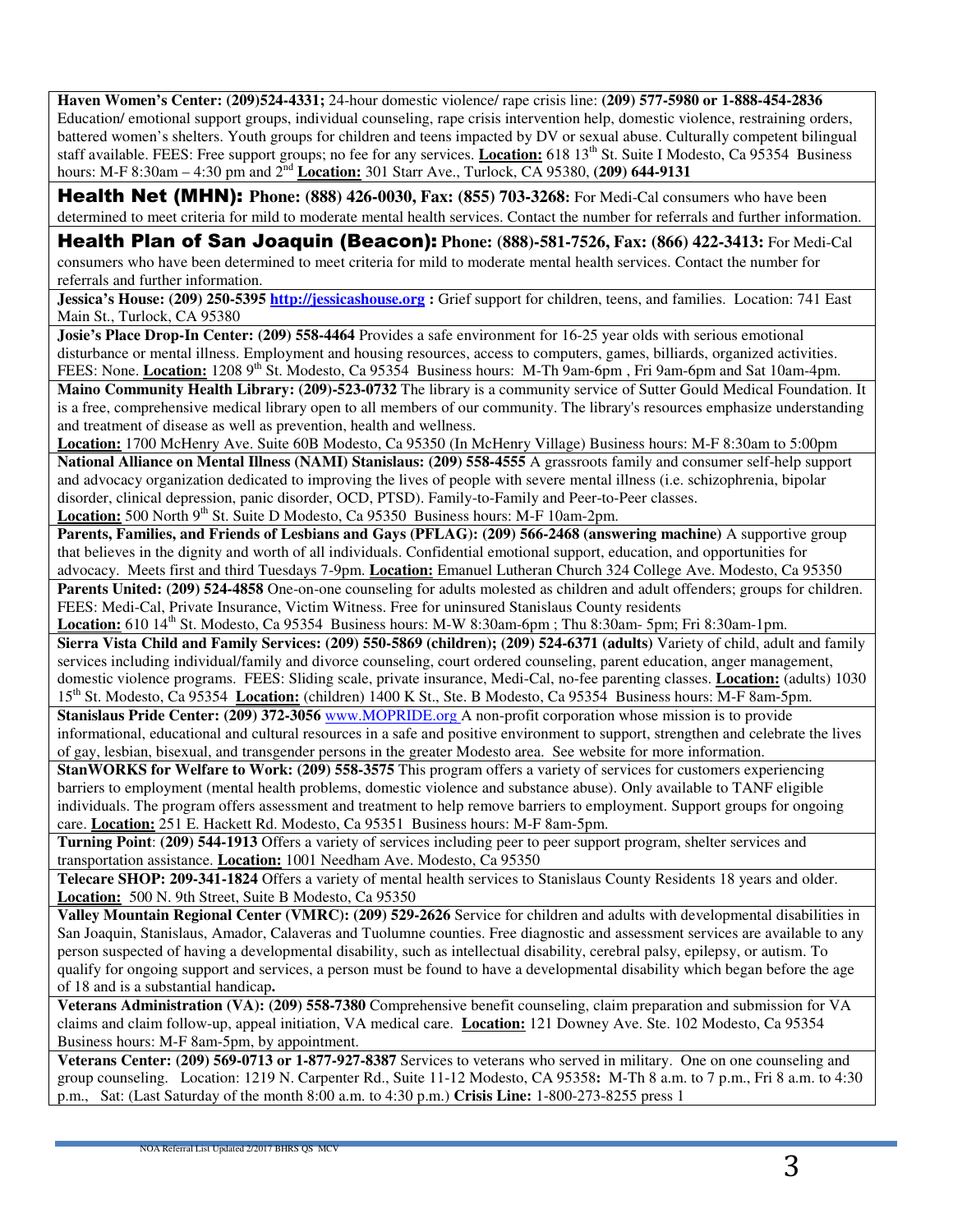**Haven Women's Center: (209)524-4331;** 24-hour domestic violence/ rape crisis line: **(209) 577-5980 or 1-888-454-2836** Education/ emotional support groups, individual counseling, rape crisis intervention help, domestic violence, restraining orders, battered women's shelters. Youth groups for children and teens impacted by DV or sexual abuse. Culturally competent bilingual staff available. FEES: Free support groups; no fee for any services. **Location:** 618 13th St. Suite I Modesto, Ca 95354 Business hours: M-F 8:30am – 4:30 pm and 2nd **Location:** 301 Starr Ave., Turlock, CA 95380, **(209) 644-9131**

**Health Net (MHN): Phone: (888) 426-0030, Fax: (855) 703-3268:** For Medi-Cal consumers who have been determined to meet criteria for mild to moderate mental health services. Contact the number for referrals and further information.

**Health Plan of San Joaquin (Beacon): Phone: (888)-581-7526, Fax: (866) 422-3413:** For Medi-Cal consumers who have been determined to meet criteria for mild to moderate mental health services. Contact the number for referrals and further information.

**Jessica's House: (209) 250-5395 http://jessicashouse.org :** Grief support for children, teens, and families. Location: 741 East Main St., Turlock, CA 95380

**Josie's Place Drop-In Center: (209) 558-4464** Provides a safe environment for 16-25 year olds with serious emotional disturbance or mental illness. Employment and housing resources, access to computers, games, billiards, organized activities. FEES: None. **Location:** 1208 9th St. Modesto, Ca 95354 Business hours: M-Th 9am-6pm , Fri 9am-6pm and Sat 10am-4pm.

**Maino Community Health Library: (209)-523-0732** The library is a community service of Sutter Gould Medical Foundation. It is a free, comprehensive medical library open to all members of our community. The library's resources emphasize understanding and treatment of disease as well as prevention, health and wellness.
**Location:** 1700 McHenry Ave. Suite 60B Modesto, Ca 95350 (In McHenry Village) Business hours: M-F 8:30am to 5:00pm

**National Alliance on Mental Illness (NAMI) Stanislaus: (209) 558-4555** A grassroots family and consumer self-help support and advocacy organization dedicated to improving the lives of people with severe mental illness (i.e. schizophrenia, bipolar disorder, clinical depression, panic disorder, OCD, PTSD). Family-to-Family and Peer-to-Peer classes.
**Location:** 500 North 9th St. Suite D Modesto, Ca 95350 Business hours: M-F 10am-2pm.

**Parents, Families, and Friends of Lesbians and Gays (PFLAG): (209) 566-2468 (answering machine)** A supportive group that believes in the dignity and worth of all individuals. Confidential emotional support, education, and opportunities for advocacy. Meets first and third Tuesdays 7-9pm. **Location:** Emanuel Lutheran Church 324 College Ave. Modesto, Ca 95350

**Parents United: (209) 524-4858** One-on-one counseling for adults molested as children and adult offenders; groups for children. FEES: Medi-Cal, Private Insurance, Victim Witness. Free for uninsured Stanislaus County residents
**Location:** 610 14th St. Modesto, Ca 95354 Business hours: M-W 8:30am-6pm ; Thu 8:30am- 5pm; Fri 8:30am-1pm.

**Sierra Vista Child and Family Services: (209) 550-5869 (children); (209) 524-6371 (adults)** Variety of child, adult and family services including individual/family and divorce counseling, court ordered counseling, parent education, anger management, domestic violence programs. FEES: Sliding scale, private insurance, Medi-Cal, no-fee parenting classes. **Location:** (adults) 1030 15th St. Modesto, Ca 95354 **Location:** (children) 1400 K St., Ste. B Modesto, Ca 95354 Business hours: M-F 8am-5pm.

**Stanislaus Pride Center: (209) 372-3056** www.MOPRIDE.org A non-profit corporation whose mission is to provide informational, educational and cultural resources in a safe and positive environment to support, strengthen and celebrate the lives of gay, lesbian, bisexual, and transgender persons in the greater Modesto area. See website for more information.

**StanWORKS for Welfare to Work: (209) 558-3575** This program offers a variety of services for customers experiencing barriers to employment (mental health problems, domestic violence and substance abuse). Only available to TANF eligible individuals. The program offers assessment and treatment to help remove barriers to employment. Support groups for ongoing care. **Location:** 251 E. Hackett Rd. Modesto, Ca 95351 Business hours: M-F 8am-5pm.

**Turning Point**: **(209) 544-1913** Offers a variety of services including peer to peer support program, shelter services and transportation assistance. **Location:** 1001 Needham Ave. Modesto, Ca 95350

**Telecare SHOP: 209-341-1824** Offers a variety of mental health services to Stanislaus County Residents 18 years and older.
**Location:** 500 N. 9th Street, Suite B Modesto, Ca 95350

**Valley Mountain Regional Center (VMRC): (209) 529-2626** Service for children and adults with developmental disabilities in San Joaquin, Stanislaus, Amador, Calaveras and Tuolumne counties. Free diagnostic and assessment services are available to any person suspected of having a developmental disability, such as intellectual disability, cerebral palsy, epilepsy, or autism. To qualify for ongoing support and services, a person must be found to have a developmental disability which began before the age of 18 and is a substantial handicap**.**

**Veterans Administration (VA): (209) 558-7380** Comprehensive benefit counseling, claim preparation and submission for VA claims and claim follow-up, appeal initiation, VA medical care. **Location:** 121 Downey Ave. Ste. 102 Modesto, Ca 95354 Business hours: M-F 8am-5pm, by appointment.

**Veterans Center: (209) 569-0713 or 1-877-927-8387** Services to veterans who served in military. One on one counseling and group counseling. Location: 1219 N. Carpenter Rd., Suite 11-12 Modesto, CA 95358**:** M-Th 8 a.m. to 7 p.m., Fri 8 a.m. to 4:30 p.m., Sat: (Last Saturday of the month 8:00 a.m. to 4:30 p.m.) **Crisis Line:** 1-800-273-8255 press 1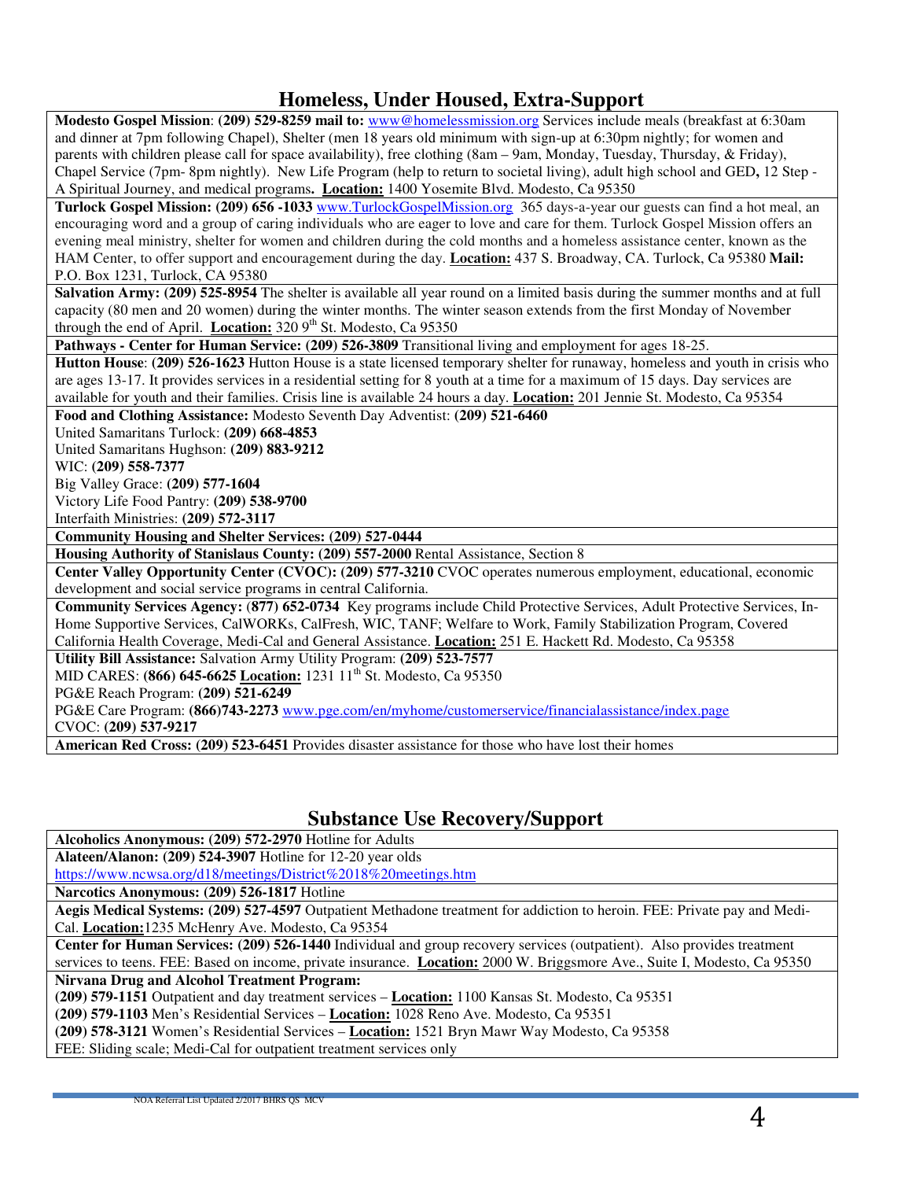## Homeless, Under Housed, Extra-Support

**Modesto Gospel Mission**: **(209) 529-8259 mail to:** www@homelessmission.org Services include meals (breakfast at 6:30am and dinner at 7pm following Chapel), Shelter (men 18 years old minimum with sign-up at 6:30pm nightly; for women and parents with children please call for space availability), free clothing (8am – 9am, Monday, Tuesday, Thursday, & Friday), Chapel Service (7pm- 8pm nightly). New Life Program (help to return to societal living), adult high school and GED**,** 12 Step - A Spiritual Journey, and medical programs**. Location:** 1400 Yosemite Blvd. Modesto, Ca 95350

**Turlock Gospel Mission: (209) 656 -1033** www.TurlockGospelMission.org 365 days-a-year our guests can find a hot meal, an encouraging word and a group of caring individuals who are eager to love and care for them. Turlock Gospel Mission offers an evening meal ministry, shelter for women and children during the cold months and a homeless assistance center, known as the HAM Center, to offer support and encouragement during the day. **Location:** 437 S. Broadway, CA. Turlock, Ca 95380 **Mail:** P.O. Box 1231, Turlock, CA 95380

**Salvation Army: (209) 525-8954** The shelter is available all year round on a limited basis during the summer months and at full capacity (80 men and 20 women) during the winter months. The winter season extends from the first Monday of November through the end of April. **Location:** 320 9th St. Modesto, Ca 95350

**Pathways - Center for Human Service: (209) 526-3809** Transitional living and employment for ages 18-25.

**Hutton House**: **(209) 526-1623** Hutton House is a state licensed temporary shelter for runaway, homeless and youth in crisis who are ages 13-17. It provides services in a residential setting for 8 youth at a time for a maximum of 15 days. Day services are available for youth and their families. Crisis line is available 24 hours a day. **Location:** 201 Jennie St. Modesto, Ca 95354

**Food and Clothing Assistance:** Modesto Seventh Day Adventist: **(209) 521-6460**
United Samaritans Turlock: **(209) 668-4853**
United Samaritans Hughson: **(209) 883-9212**
WIC: **(209) 558-7377**
Big Valley Grace: **(209) 577-1604**
Victory Life Food Pantry: **(209) 538-9700**
Interfaith Ministries: **(209) 572-3117**

**Community Housing and Shelter Services: (209) 527-0444**

**Housing Authority of Stanislaus County: (209) 557-2000** Rental Assistance, Section 8

**Center Valley Opportunity Center (CVOC): (209) 577-3210** CVOC operates numerous employment, educational, economic development and social service programs in central California.

**Community Services Agency: (877) 652-0734** Key programs include Child Protective Services, Adult Protective Services, In-Home Supportive Services, CalWORKs, CalFresh, WIC, TANF; Welfare to Work, Family Stabilization Program, Covered California Health Coverage, Medi-Cal and General Assistance. **Location:** 251 E. Hackett Rd. Modesto, Ca 95358

**Utility Bill Assistance:** Salvation Army Utility Program: **(209) 523-7577**
MID CARES: **(866) 645-6625 Location:** 1231 11th St. Modesto, Ca 95350
PG&E Reach Program: **(209) 521-6249**
PG&E Care Program: **(866)743-2273** www.pge.com/en/myhome/customerservice/financialassistance/index.page
CVOC: **(209) 537-9217**

**American Red Cross: (209) 523-6451** Provides disaster assistance for those who have lost their homes

## Substance Use Recovery/Support

**Alcoholics Anonymous: (209) 572-2970** Hotline for Adults

**Alateen/Alanon: (209) 524-3907** Hotline for 12-20 year olds
https://www.ncwsa.org/d18/meetings/District%2018%20meetings.htm

**Narcotics Anonymous: (209) 526-1817** Hotline

**Aegis Medical Systems: (209) 527-4597** Outpatient Methadone treatment for addiction to heroin. FEE: Private pay and Medi-Cal. **Location:**1235 McHenry Ave. Modesto, Ca 95354

**Center for Human Services: (209) 526-1440** Individual and group recovery services (outpatient). Also provides treatment services to teens. FEE: Based on income, private insurance. **Location:** 2000 W. Briggsmore Ave., Suite I, Modesto, Ca 95350

**Nirvana Drug and Alcohol Treatment Program:**
**(209) 579-1151** Outpatient and day treatment services – **Location:** 1100 Kansas St. Modesto, Ca 95351
**(209) 579-1103** Men's Residential Services – **Location:** 1028 Reno Ave. Modesto, Ca 95351
**(209) 578-3121** Women's Residential Services – **Location:** 1521 Bryn Mawr Way Modesto, Ca 95358
FEE: Sliding scale; Medi-Cal for outpatient treatment services only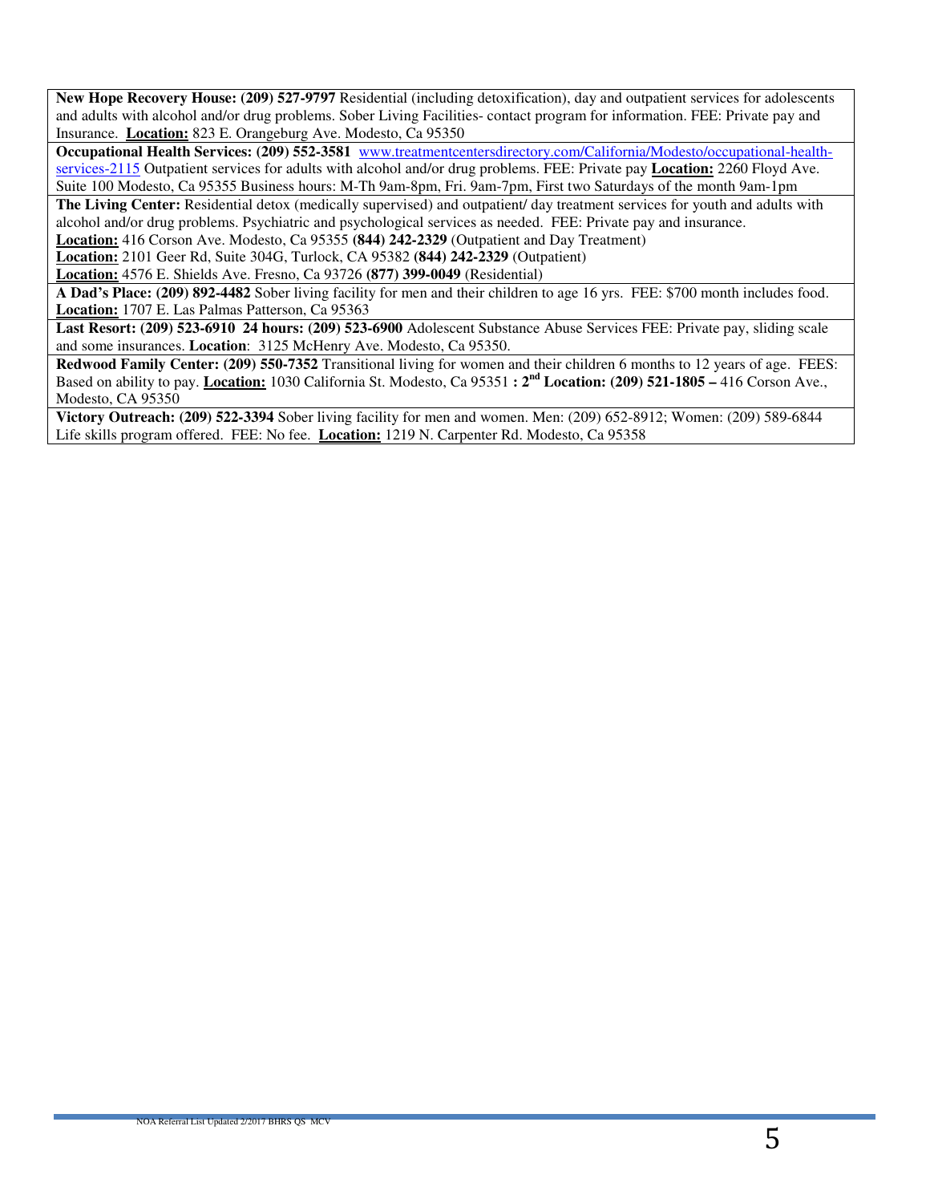| |
|---|
| **New Hope Recovery House: (209) 527-9797** Residential (including detoxification), day and outpatient services for adolescents and adults with alcohol and/or drug problems. Sober Living Facilities- contact program for information. FEE: Private pay and Insurance. **Location:** 823 E. Orangeburg Ave. Modesto, Ca 95350 |
| **Occupational Health Services: (209) 552-3581** www.treatmentcentersdirectory.com/California/Modesto/occupational-health-services-2115 Outpatient services for adults with alcohol and/or drug problems. FEE: Private pay **Location:** 2260 Floyd Ave. Suite 100 Modesto, Ca 95355 Business hours: M-Th 9am-8pm, Fri. 9am-7pm, First two Saturdays of the month 9am-1pm |
| **The Living Center:** Residential detox (medically supervised) and outpatient/ day treatment services for youth and adults with alcohol and/or drug problems. Psychiatric and psychological services as needed. FEE: Private pay and insurance. **Location:** 416 Corson Ave. Modesto, Ca 95355 **(844) 242-2329** (Outpatient and Day Treatment) **Location:** 2101 Geer Rd, Suite 304G, Turlock, CA 95382 **(844) 242-2329** (Outpatient) **Location:** 4576 E. Shields Ave. Fresno, Ca 93726 **(877) 399-0049** (Residential) |
| **A Dad's Place: (209) 892-4482** Sober living facility for men and their children to age 16 yrs. FEE: $700 month includes food. **Location:** 1707 E. Las Palmas Patterson, Ca 95363 |
| **Last Resort: (209) 523-6910 24 hours: (209) 523-6900** Adolescent Substance Abuse Services FEE: Private pay, sliding scale and some insurances. **Location**: 3125 McHenry Ave. Modesto, Ca 95350. |
| **Redwood Family Center: (209) 550-7352** Transitional living for women and their children 6 months to 12 years of age. FEES: Based on ability to pay. **Location:** 1030 California St. Modesto, Ca 95351 **: 2nd Location: (209) 521-1805 –** 416 Corson Ave., Modesto, CA 95350 |
| **Victory Outreach: (209) 522-3394** Sober living facility for men and women. Men: (209) 652-8912; Women: (209) 589-6844 Life skills program offered. FEE: No fee. **Location:** 1219 N. Carpenter Rd. Modesto, Ca 95358 |